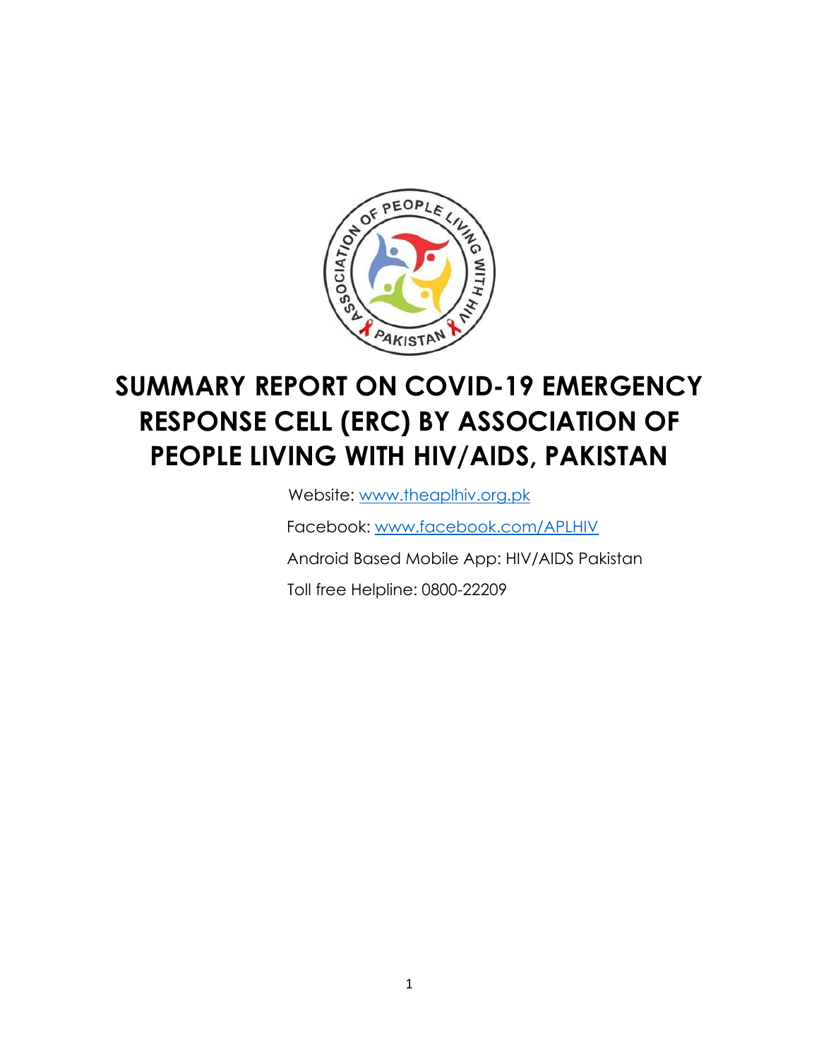# SUMMARY REPORT ON COVID-19 EMERGENCY RESPONSE CELL (ERC) BY ASSOCIATION OF PEOPLE LIVING WITH HIV/AIDS, PAKISTAN

Website: www.theaplhiv.org.pk

Facebook: www.facebook.com/APLHIV

Android Based Mobile App: HIV/AIDS Pakistan

Toll free Helpline: 0800-22209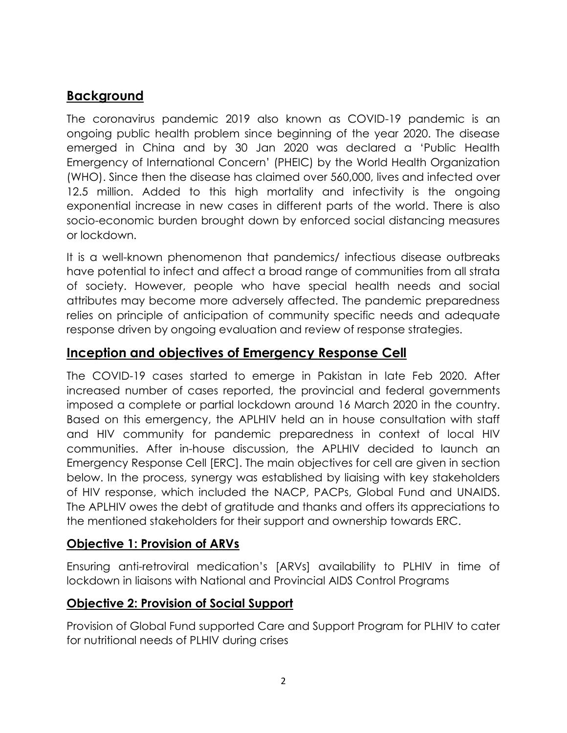## Background

The coronavirus pandemic 2019 also known as COVID-19 pandemic is an ongoing public health problem since beginning of the year 2020. The disease emerged in China and by 30 Jan 2020 was declared a 'Public Health Emergency of International Concern' (PHEIC) by the World Health Organization (WHO). Since then the disease has claimed over 560,000, lives and infected over 12.5 million. Added to this high mortality and infectivity is the ongoing exponential increase in new cases in different parts of the world. There is also socio-economic burden brought down by enforced social distancing measures or lockdown.

It is a well-known phenomenon that pandemics/ infectious disease outbreaks have potential to infect and affect a broad range of communities from all strata of society. However, people who have special health needs and social attributes may become more adversely affected. The pandemic preparedness relies on principle of anticipation of community specific needs and adequate response driven by ongoing evaluation and review of response strategies.

## Inception and objectives of Emergency Response Cell

The COVID-19 cases started to emerge in Pakistan in late Feb 2020. After increased number of cases reported, the provincial and federal governments imposed a complete or partial lockdown around 16 March 2020 in the country. Based on this emergency, the APLHIV held an in house consultation with staff and HIV community for pandemic preparedness in context of local HIV communities. After in-house discussion, the APLHIV decided to launch an Emergency Response Cell [ERC]. The main objectives for cell are given in section below. In the process, synergy was established by liaising with key stakeholders of HIV response, which included the NACP, PACPs, Global Fund and UNAIDS. The APLHIV owes the debt of gratitude and thanks and offers its appreciations to the mentioned stakeholders for their support and ownership towards ERC.

### Objective 1: Provision of ARVs

Ensuring anti-retroviral medication's [ARVs] availability to PLHIV in time of lockdown in liaisons with National and Provincial AIDS Control Programs

### Objective 2: Provision of Social Support

Provision of Global Fund supported Care and Support Program for PLHIV to cater for nutritional needs of PLHIV during crises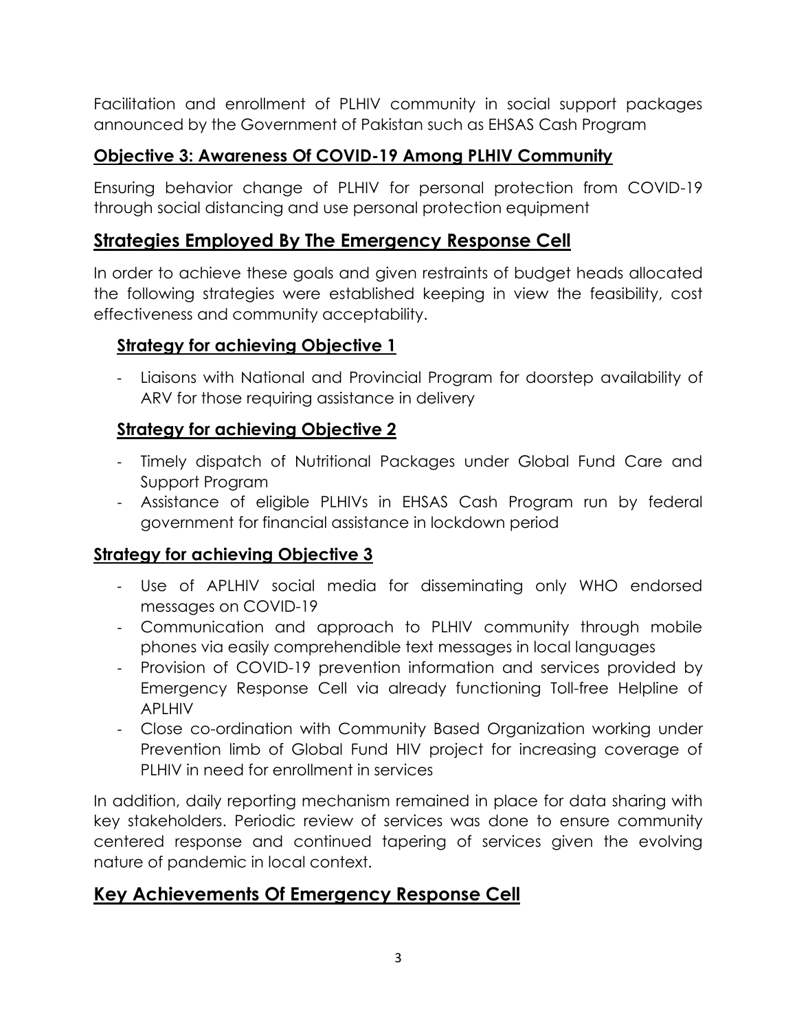Facilitation and enrollment of PLHIV community in social support packages announced by the Government of Pakistan such as EHSAS Cash Program

## Objective 3: Awareness Of COVID-19 Among PLHIV Community

Ensuring behavior change of PLHIV for personal protection from COVID-19 through social distancing and use personal protection equipment

## Strategies Employed By The Emergency Response Cell

In order to achieve these goals and given restraints of budget heads allocated the following strategies were established keeping in view the feasibility, cost effectiveness and community acceptability.

### Strategy for achieving Objective 1

- Liaisons with National and Provincial Program for doorstep availability of ARV for those requiring assistance in delivery

### Strategy for achieving Objective 2

- Timely dispatch of Nutritional Packages under Global Fund Care and Support Program
- Assistance of eligible PLHIVs in EHSAS Cash Program run by federal government for financial assistance in lockdown period

### Strategy for achieving Objective 3

- Use of APLHIV social media for disseminating only WHO endorsed messages on COVID-19
- Communication and approach to PLHIV community through mobile phones via easily comprehendible text messages in local languages
- Provision of COVID-19 prevention information and services provided by Emergency Response Cell via already functioning Toll-free Helpline of APLHIV
- Close co-ordination with Community Based Organization working under Prevention limb of Global Fund HIV project for increasing coverage of PLHIV in need for enrollment in services

In addition, daily reporting mechanism remained in place for data sharing with key stakeholders. Periodic review of services was done to ensure community centered response and continued tapering of services given the evolving nature of pandemic in local context.

## Key Achievements Of Emergency Response Cell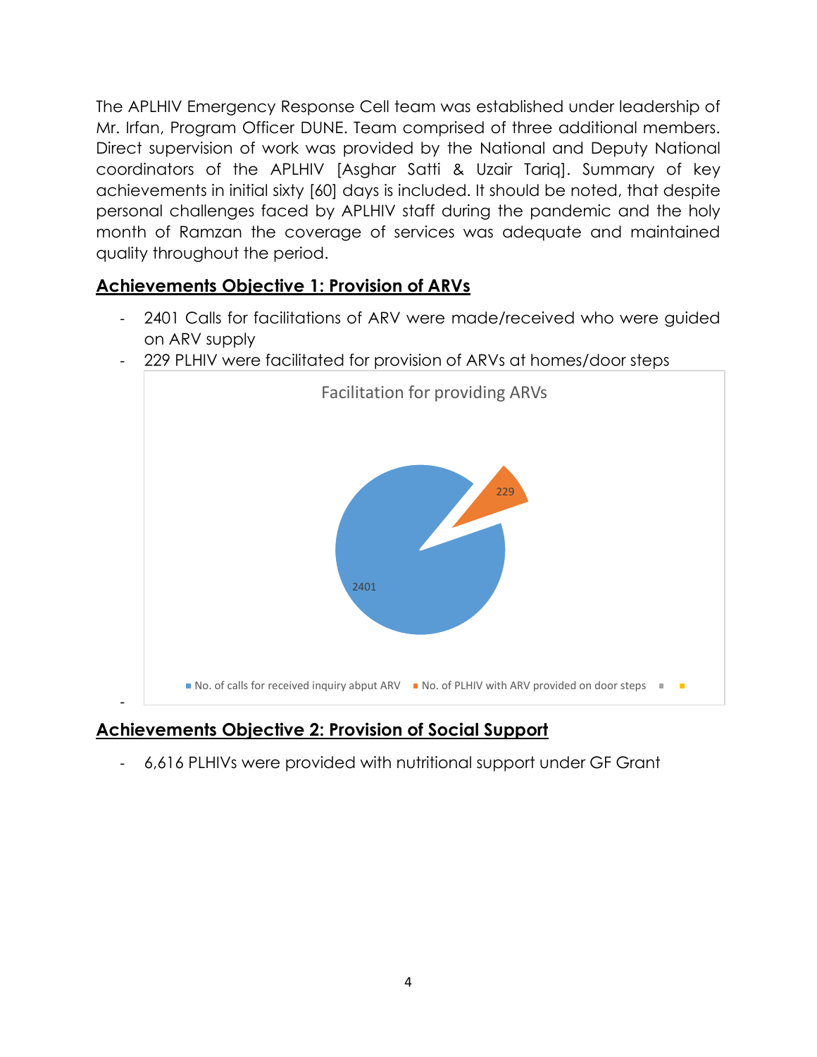The APLHIV Emergency Response Cell team was established under leadership of Mr. Irfan, Program Officer DUNE. Team comprised of three additional members. Direct supervision of work was provided by the National and Deputy National coordinators of the APLHIV [Asghar Satti & Uzair Tariq]. Summary of key achievements in initial sixty [60] days is included. It should be noted, that despite personal challenges faced by APLHIV staff during the pandemic and the holy month of Ramzan the coverage of services was adequate and maintained quality throughout the period.

## **Achievements Objective 1: Provision of ARVs**

- 2401 Calls for facilitations of ARV were made/received who were guided on ARV supply
- 229 PLHIV were facilitated for provision of ARVs at homes/door steps

Facilitation for providing ARVs

| Category | Value |
| --- | --- |
| No. of calls for received inquiry abput ARV | 2401 |
| No. of PLHIV with ARV provided on door steps | 229 |

-

## **Achievements Objective 2: Provision of Social Support**

- 6,616 PLHIVs were provided with nutritional support under GF Grant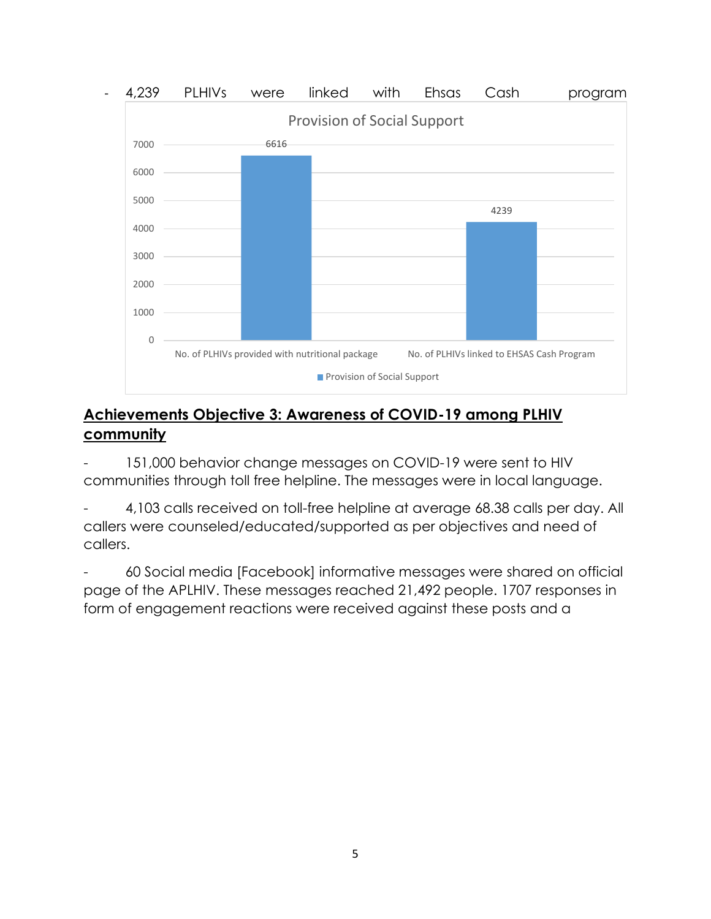- 4,239 PLHIVs were linked with Ehsas Cash program

Provision of Social Support

| | Provision of Social Support |
|---|---|
| No. of PLHIVs provided with nutritional package | 6616 |
| No. of PLHIVs linked to EHSAS Cash Program | 4239 |

## Achievements Objective 3: Awareness of COVID-19 among PLHIV community

- 151,000 behavior change messages on COVID-19 were sent to HIV communities through toll free helpline. The messages were in local language.

- 4,103 calls received on toll-free helpline at average 68.38 calls per day. All callers were counseled/educated/supported as per objectives and need of callers.

- 60 Social media [Facebook] informative messages were shared on official page of the APLHIV. These messages reached 21,492 people. 1707 responses in form of engagement reactions were received against these posts and a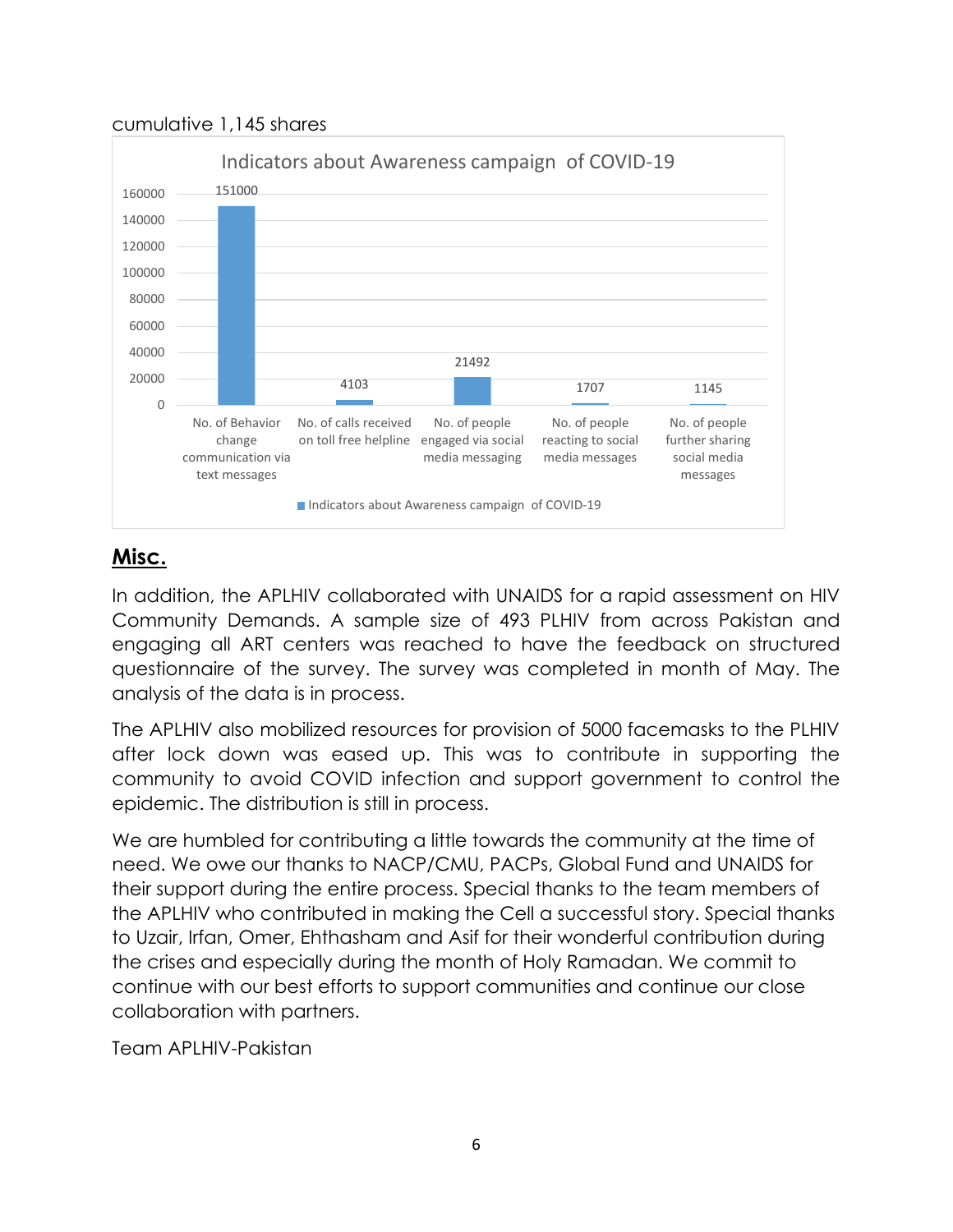cumulative 1,145 shares

Indicators about Awareness campaign of COVID-19

160000
140000
120000
100000
80000
60000
40000
20000
0

151000
4103
21492
1707
1145

No. of Behavior change communication via text messages
No. of calls received on toll free helpline
No. of people engaged via social media messaging
No. of people reacting to social media messages
No. of people further sharing social media messages

Indicators about Awareness campaign of COVID-19

## Misc.

In addition, the APLHIV collaborated with UNAIDS for a rapid assessment on HIV Community Demands. A sample size of 493 PLHIV from across Pakistan and engaging all ART centers was reached to have the feedback on structured questionnaire of the survey. The survey was completed in month of May. The analysis of the data is in process.

The APLHIV also mobilized resources for provision of 5000 facemasks to the PLHIV after lock down was eased up. This was to contribute in supporting the community to avoid COVID infection and support government to control the epidemic. The distribution is still in process.

We are humbled for contributing a little towards the community at the time of need. We owe our thanks to NACP/CMU, PACPs, Global Fund and UNAIDS for their support during the entire process. Special thanks to the team members of the APLHIV who contributed in making the Cell a successful story. Special thanks to Uzair, Irfan, Omer, Ehthasham and Asif for their wonderful contribution during the crises and especially during the month of Holy Ramadan. We commit to continue with our best efforts to support communities and continue our close collaboration with partners.

Team APLHIV-Pakistan